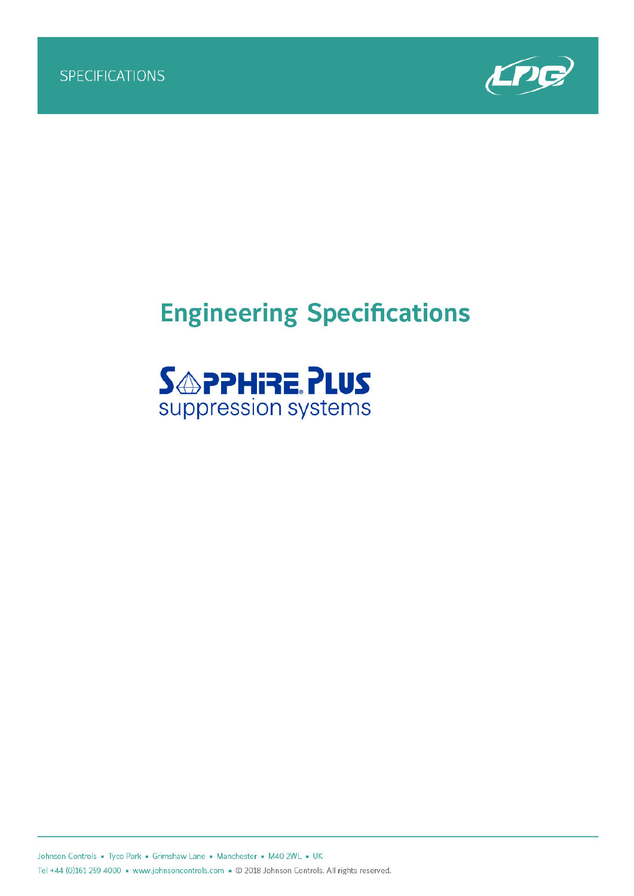SPECIFICATIONS

# Engineering Specifications

## SAPPHIRE PLUS
suppression systems

Johnson Controls ▪ Tyco Park ▪ Grimshaw Lane ▪ Manchester ▪ M40 2WL ▪ UK
Tel +44 (0)161 259 4000 ▪ www.johnsoncontrols.com ▪ © 2018 Johnson Controls. All rights reserved.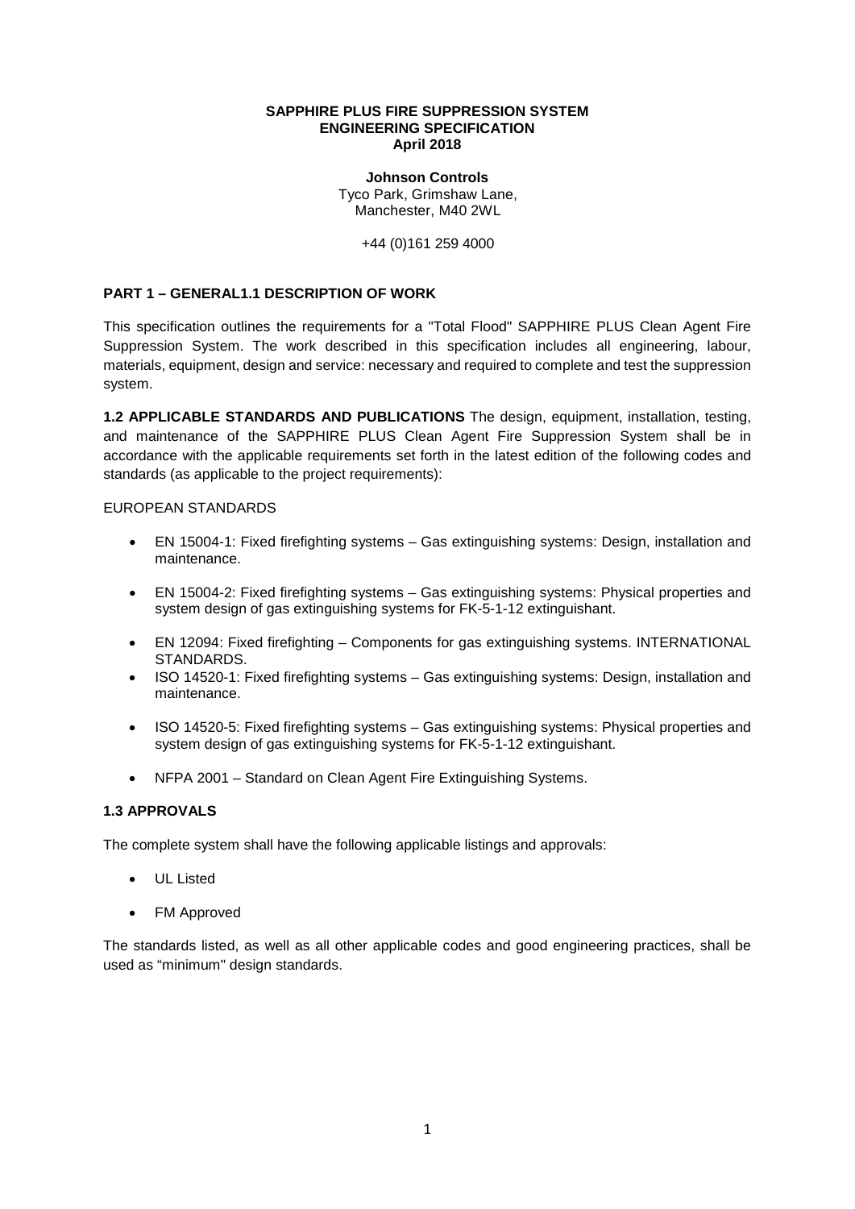**SAPPHIRE PLUS FIRE SUPPRESSION SYSTEM**
**ENGINEERING SPECIFICATION**
**April 2018**

**Johnson Controls**
Tyco Park, Grimshaw Lane,
Manchester, M40 2WL

+44 (0)161 259 4000

**PART 1 – GENERAL1.1 DESCRIPTION OF WORK**

This specification outlines the requirements for a "Total Flood" SAPPHIRE PLUS Clean Agent Fire Suppression System. The work described in this specification includes all engineering, labour, materials, equipment, design and service: necessary and required to complete and test the suppression system.

**1.2 APPLICABLE STANDARDS AND PUBLICATIONS** The design, equipment, installation, testing, and maintenance of the SAPPHIRE PLUS Clean Agent Fire Suppression System shall be in accordance with the applicable requirements set forth in the latest edition of the following codes and standards (as applicable to the project requirements):

EUROPEAN STANDARDS

- EN 15004-1: Fixed firefighting systems – Gas extinguishing systems: Design, installation and maintenance.
- EN 15004-2: Fixed firefighting systems – Gas extinguishing systems: Physical properties and system design of gas extinguishing systems for FK-5-1-12 extinguishant.
- EN 12094: Fixed firefighting – Components for gas extinguishing systems. INTERNATIONAL STANDARDS.
- ISO 14520-1: Fixed firefighting systems – Gas extinguishing systems: Design, installation and maintenance.
- ISO 14520-5: Fixed firefighting systems – Gas extinguishing systems: Physical properties and system design of gas extinguishing systems for FK-5-1-12 extinguishant.
- NFPA 2001 – Standard on Clean Agent Fire Extinguishing Systems.

**1.3 APPROVALS**

The complete system shall have the following applicable listings and approvals:

- UL Listed
- FM Approved

The standards listed, as well as all other applicable codes and good engineering practices, shall be used as "minimum" design standards.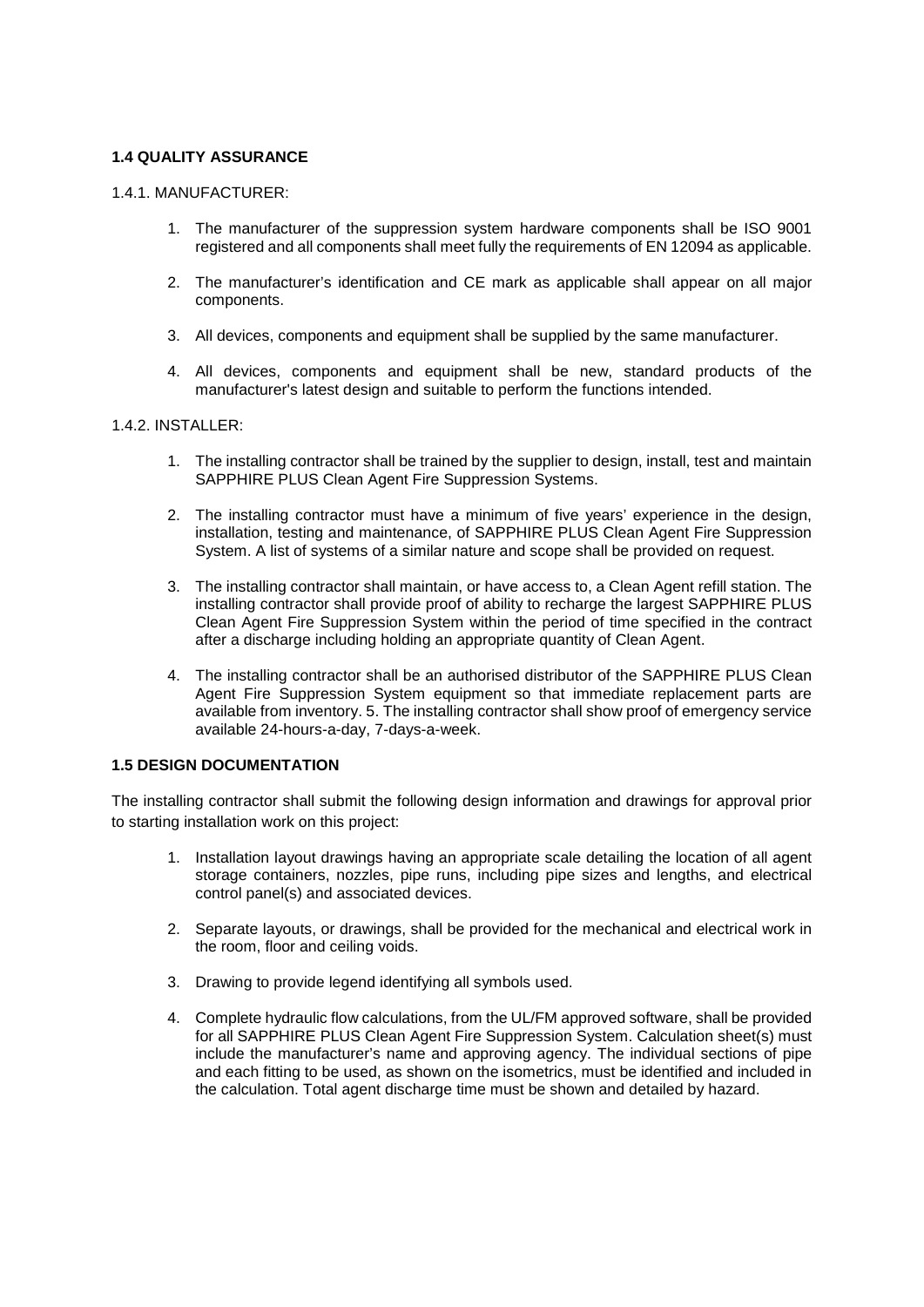### 1.4 QUALITY ASSURANCE

1.4.1. MANUFACTURER:

1. The manufacturer of the suppression system hardware components shall be ISO 9001 registered and all components shall meet fully the requirements of EN 12094 as applicable.

2. The manufacturer's identification and CE mark as applicable shall appear on all major components.

3. All devices, components and equipment shall be supplied by the same manufacturer.

4. All devices, components and equipment shall be new, standard products of the manufacturer's latest design and suitable to perform the functions intended.

1.4.2. INSTALLER:

1. The installing contractor shall be trained by the supplier to design, install, test and maintain SAPPHIRE PLUS Clean Agent Fire Suppression Systems.

2. The installing contractor must have a minimum of five years' experience in the design, installation, testing and maintenance, of SAPPHIRE PLUS Clean Agent Fire Suppression System. A list of systems of a similar nature and scope shall be provided on request.

3. The installing contractor shall maintain, or have access to, a Clean Agent refill station. The installing contractor shall provide proof of ability to recharge the largest SAPPHIRE PLUS Clean Agent Fire Suppression System within the period of time specified in the contract after a discharge including holding an appropriate quantity of Clean Agent.

4. The installing contractor shall be an authorised distributor of the SAPPHIRE PLUS Clean Agent Fire Suppression System equipment so that immediate replacement parts are available from inventory. 5. The installing contractor shall show proof of emergency service available 24-hours-a-day, 7-days-a-week.

### 1.5 DESIGN DOCUMENTATION

The installing contractor shall submit the following design information and drawings for approval prior to starting installation work on this project:

1. Installation layout drawings having an appropriate scale detailing the location of all agent storage containers, nozzles, pipe runs, including pipe sizes and lengths, and electrical control panel(s) and associated devices.

2. Separate layouts, or drawings, shall be provided for the mechanical and electrical work in the room, floor and ceiling voids.

3. Drawing to provide legend identifying all symbols used.

4. Complete hydraulic flow calculations, from the UL/FM approved software, shall be provided for all SAPPHIRE PLUS Clean Agent Fire Suppression System. Calculation sheet(s) must include the manufacturer's name and approving agency. The individual sections of pipe and each fitting to be used, as shown on the isometrics, must be identified and included in the calculation. Total agent discharge time must be shown and detailed by hazard.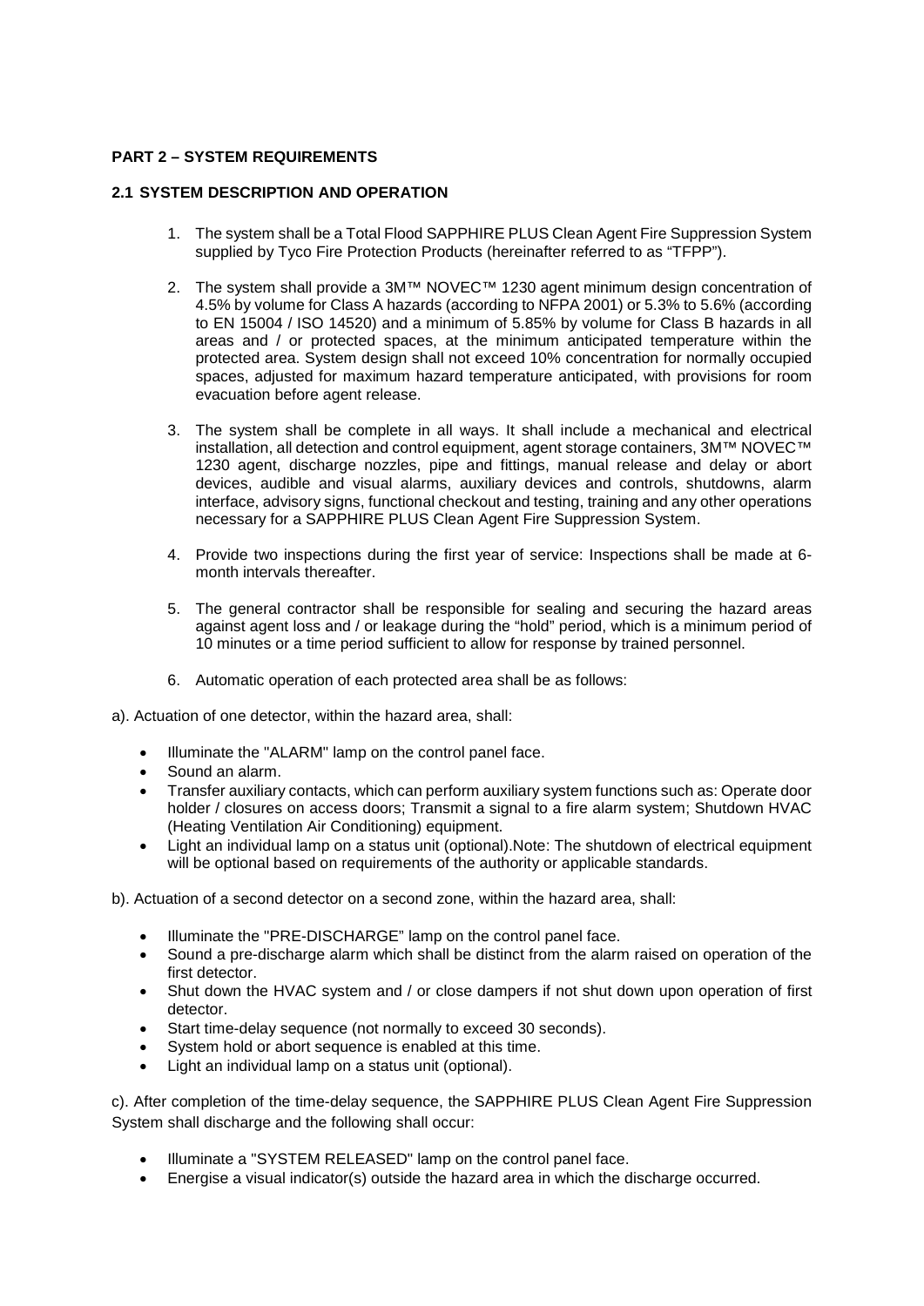## PART 2 – SYSTEM REQUIREMENTS

### 2.1 SYSTEM DESCRIPTION AND OPERATION

1. The system shall be a Total Flood SAPPHIRE PLUS Clean Agent Fire Suppression System supplied by Tyco Fire Protection Products (hereinafter referred to as "TFPP").

2. The system shall provide a 3M™ NOVEC™ 1230 agent minimum design concentration of 4.5% by volume for Class A hazards (according to NFPA 2001) or 5.3% to 5.6% (according to EN 15004 / ISO 14520) and a minimum of 5.85% by volume for Class B hazards in all areas and / or protected spaces, at the minimum anticipated temperature within the protected area. System design shall not exceed 10% concentration for normally occupied spaces, adjusted for maximum hazard temperature anticipated, with provisions for room evacuation before agent release.

3. The system shall be complete in all ways. It shall include a mechanical and electrical installation, all detection and control equipment, agent storage containers, 3M™ NOVEC™ 1230 agent, discharge nozzles, pipe and fittings, manual release and delay or abort devices, audible and visual alarms, auxiliary devices and controls, shutdowns, alarm interface, advisory signs, functional checkout and testing, training and any other operations necessary for a SAPPHIRE PLUS Clean Agent Fire Suppression System.

4. Provide two inspections during the first year of service: Inspections shall be made at 6-month intervals thereafter.

5. The general contractor shall be responsible for sealing and securing the hazard areas against agent loss and / or leakage during the "hold" period, which is a minimum period of 10 minutes or a time period sufficient to allow for response by trained personnel.

6. Automatic operation of each protected area shall be as follows:

a). Actuation of one detector, within the hazard area, shall:

- Illuminate the "ALARM" lamp on the control panel face.
- Sound an alarm.
- Transfer auxiliary contacts, which can perform auxiliary system functions such as: Operate door holder / closures on access doors; Transmit a signal to a fire alarm system; Shutdown HVAC (Heating Ventilation Air Conditioning) equipment.
- Light an individual lamp on a status unit (optional).Note: The shutdown of electrical equipment will be optional based on requirements of the authority or applicable standards.

b). Actuation of a second detector on a second zone, within the hazard area, shall:

- Illuminate the "PRE-DISCHARGE" lamp on the control panel face.
- Sound a pre-discharge alarm which shall be distinct from the alarm raised on operation of the first detector.
- Shut down the HVAC system and / or close dampers if not shut down upon operation of first detector.
- Start time-delay sequence (not normally to exceed 30 seconds).
- System hold or abort sequence is enabled at this time.
- Light an individual lamp on a status unit (optional).

c). After completion of the time-delay sequence, the SAPPHIRE PLUS Clean Agent Fire Suppression System shall discharge and the following shall occur:

- Illuminate a "SYSTEM RELEASED" lamp on the control panel face.
- Energise a visual indicator(s) outside the hazard area in which the discharge occurred.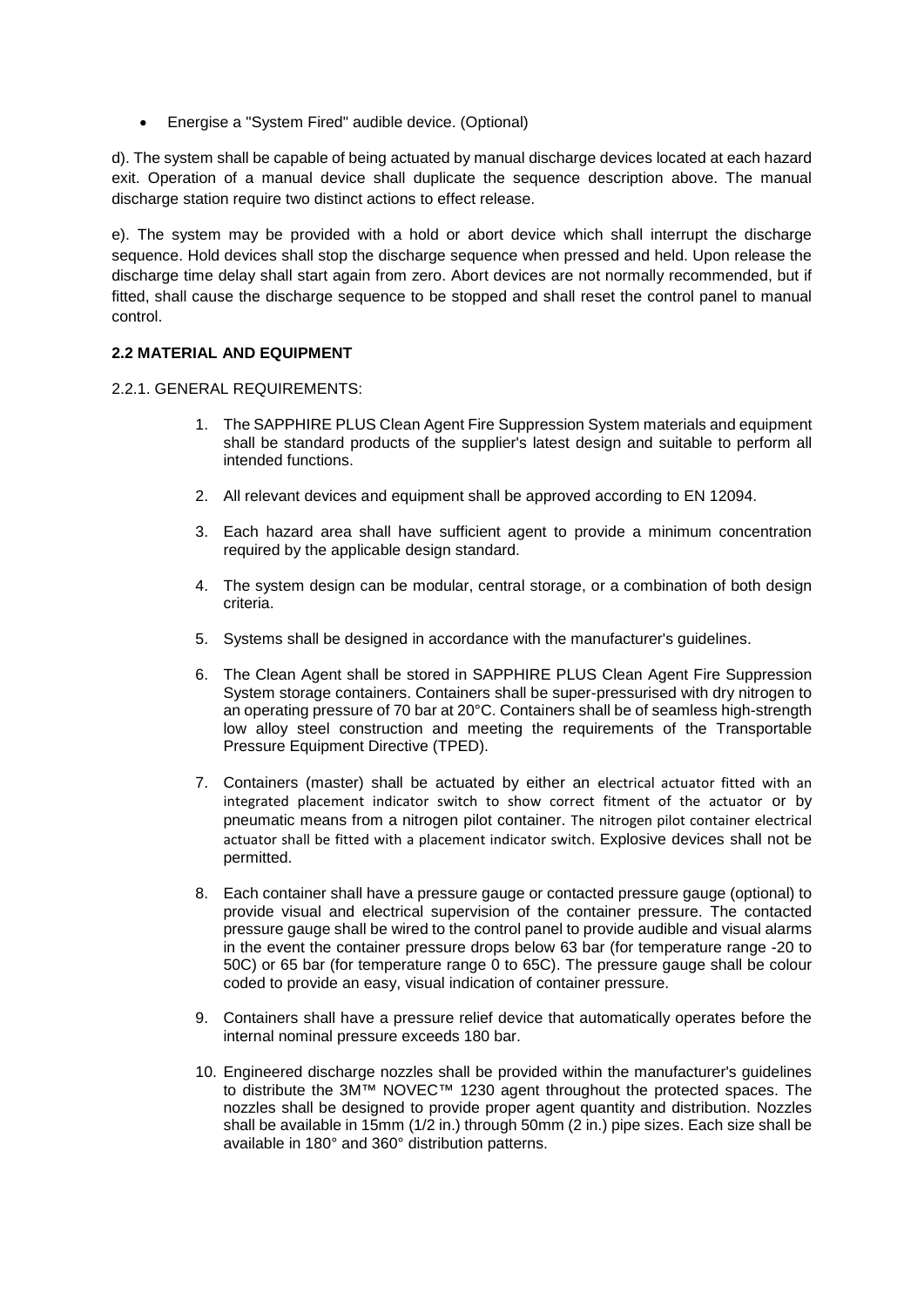- Energise a "System Fired" audible device. (Optional)

d). The system shall be capable of being actuated by manual discharge devices located at each hazard exit. Operation of a manual device shall duplicate the sequence description above. The manual discharge station require two distinct actions to effect release.

e). The system may be provided with a hold or abort device which shall interrupt the discharge sequence. Hold devices shall stop the discharge sequence when pressed and held. Upon release the discharge time delay shall start again from zero. Abort devices are not normally recommended, but if fitted, shall cause the discharge sequence to be stopped and shall reset the control panel to manual control.

**2.2 MATERIAL AND EQUIPMENT**

2.2.1. GENERAL REQUIREMENTS:

1. The SAPPHIRE PLUS Clean Agent Fire Suppression System materials and equipment shall be standard products of the supplier's latest design and suitable to perform all intended functions.

2. All relevant devices and equipment shall be approved according to EN 12094.

3. Each hazard area shall have sufficient agent to provide a minimum concentration required by the applicable design standard.

4. The system design can be modular, central storage, or a combination of both design criteria.

5. Systems shall be designed in accordance with the manufacturer's guidelines.

6. The Clean Agent shall be stored in SAPPHIRE PLUS Clean Agent Fire Suppression System storage containers. Containers shall be super-pressurised with dry nitrogen to an operating pressure of 70 bar at 20°C. Containers shall be of seamless high-strength low alloy steel construction and meeting the requirements of the Transportable Pressure Equipment Directive (TPED).

7. Containers (master) shall be actuated by either an electrical actuator fitted with an integrated placement indicator switch to show correct fitment of the actuator or by pneumatic means from a nitrogen pilot container. The nitrogen pilot container electrical actuator shall be fitted with a placement indicator switch. Explosive devices shall not be permitted.

8. Each container shall have a pressure gauge or contacted pressure gauge (optional) to provide visual and electrical supervision of the container pressure. The contacted pressure gauge shall be wired to the control panel to provide audible and visual alarms in the event the container pressure drops below 63 bar (for temperature range -20 to 50C) or 65 bar (for temperature range 0 to 65C). The pressure gauge shall be colour coded to provide an easy, visual indication of container pressure.

9. Containers shall have a pressure relief device that automatically operates before the internal nominal pressure exceeds 180 bar.

10. Engineered discharge nozzles shall be provided within the manufacturer's guidelines to distribute the 3M™ NOVEC™ 1230 agent throughout the protected spaces. The nozzles shall be designed to provide proper agent quantity and distribution. Nozzles shall be available in 15mm (1/2 in.) through 50mm (2 in.) pipe sizes. Each size shall be available in 180° and 360° distribution patterns.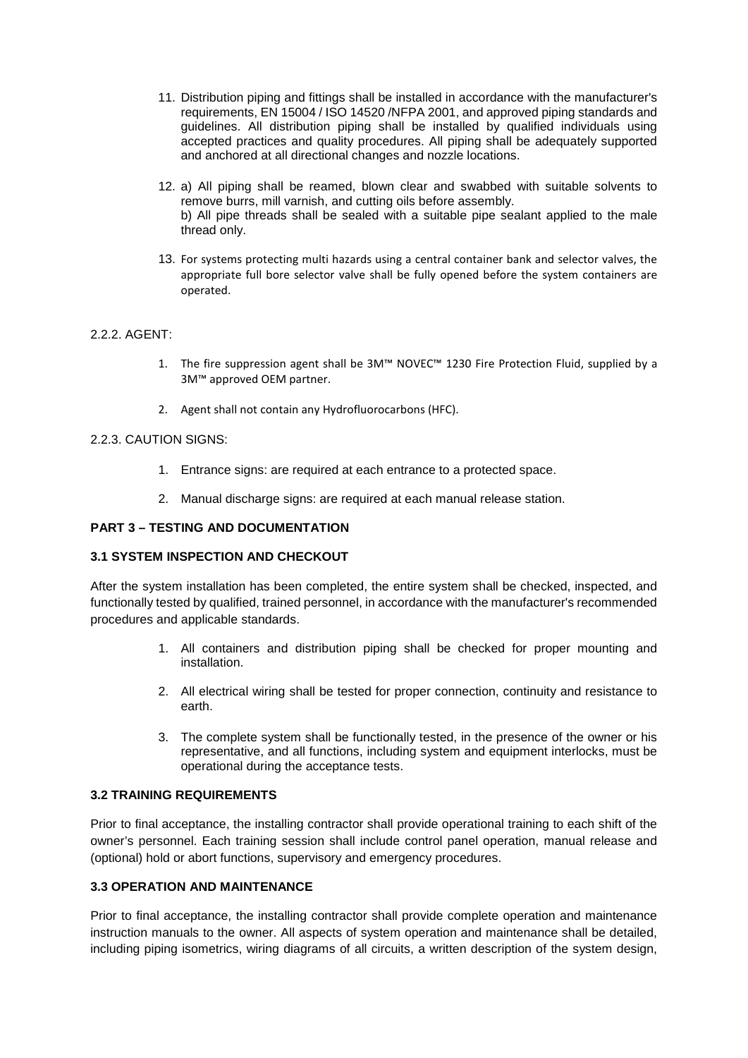11. Distribution piping and fittings shall be installed in accordance with the manufacturer's requirements, EN 15004 / ISO 14520 /NFPA 2001, and approved piping standards and guidelines. All distribution piping shall be installed by qualified individuals using accepted practices and quality procedures. All piping shall be adequately supported and anchored at all directional changes and nozzle locations.

12. a) All piping shall be reamed, blown clear and swabbed with suitable solvents to remove burrs, mill varnish, and cutting oils before assembly.
    b) All pipe threads shall be sealed with a suitable pipe sealant applied to the male thread only.

13. For systems protecting multi hazards using a central container bank and selector valves, the appropriate full bore selector valve shall be fully opened before the system containers are operated.

2.2.2. AGENT:

1. The fire suppression agent shall be 3M™ NOVEC™ 1230 Fire Protection Fluid, supplied by a 3M™ approved OEM partner.

2. Agent shall not contain any Hydrofluorocarbons (HFC).

2.2.3. CAUTION SIGNS:

1. Entrance signs: are required at each entrance to a protected space.

2. Manual discharge signs: are required at each manual release station.

**PART 3 – TESTING AND DOCUMENTATION**

**3.1 SYSTEM INSPECTION AND CHECKOUT**

After the system installation has been completed, the entire system shall be checked, inspected, and functionally tested by qualified, trained personnel, in accordance with the manufacturer's recommended procedures and applicable standards.

1. All containers and distribution piping shall be checked for proper mounting and installation.

2. All electrical wiring shall be tested for proper connection, continuity and resistance to earth.

3. The complete system shall be functionally tested, in the presence of the owner or his representative, and all functions, including system and equipment interlocks, must be operational during the acceptance tests.

**3.2 TRAINING REQUIREMENTS**

Prior to final acceptance, the installing contractor shall provide operational training to each shift of the owner's personnel. Each training session shall include control panel operation, manual release and (optional) hold or abort functions, supervisory and emergency procedures.

**3.3 OPERATION AND MAINTENANCE**

Prior to final acceptance, the installing contractor shall provide complete operation and maintenance instruction manuals to the owner. All aspects of system operation and maintenance shall be detailed, including piping isometrics, wiring diagrams of all circuits, a written description of the system design,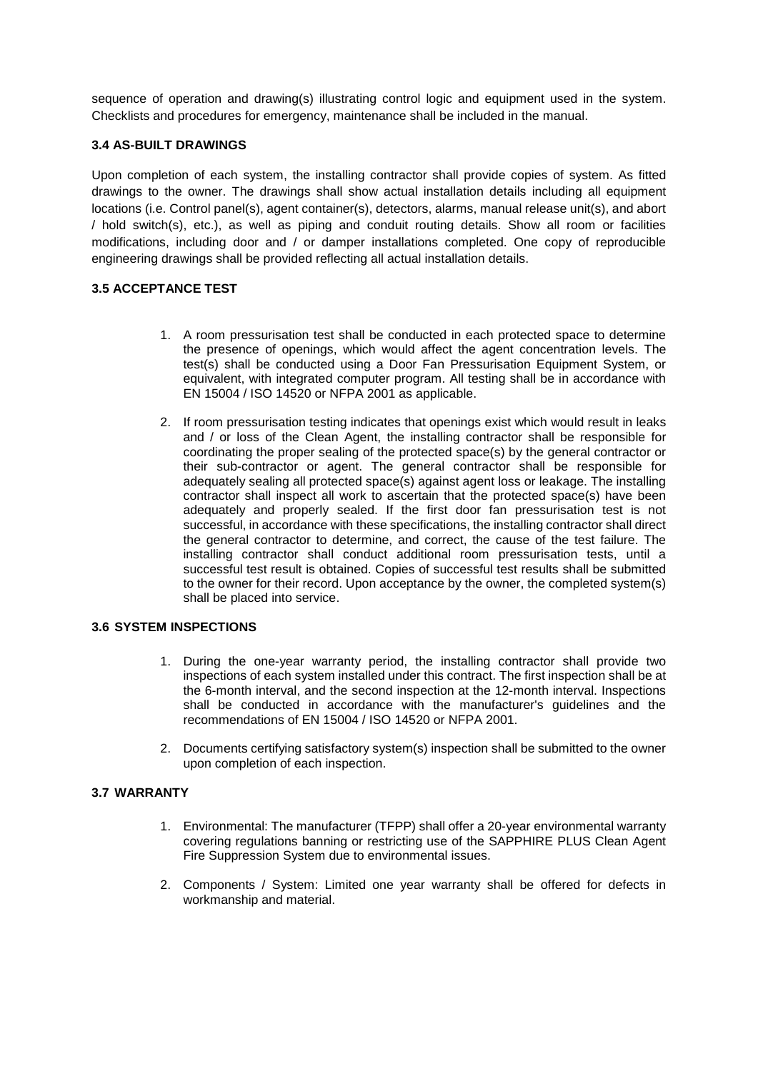sequence of operation and drawing(s) illustrating control logic and equipment used in the system. Checklists and procedures for emergency, maintenance shall be included in the manual.

### 3.4 AS-BUILT DRAWINGS

Upon completion of each system, the installing contractor shall provide copies of system. As fitted drawings to the owner. The drawings shall show actual installation details including all equipment locations (i.e. Control panel(s), agent container(s), detectors, alarms, manual release unit(s), and abort / hold switch(s), etc.), as well as piping and conduit routing details. Show all room or facilities modifications, including door and / or damper installations completed. One copy of reproducible engineering drawings shall be provided reflecting all actual installation details.

### 3.5 ACCEPTANCE TEST

1. A room pressurisation test shall be conducted in each protected space to determine the presence of openings, which would affect the agent concentration levels. The test(s) shall be conducted using a Door Fan Pressurisation Equipment System, or equivalent, with integrated computer program. All testing shall be in accordance with EN 15004 / ISO 14520 or NFPA 2001 as applicable.

2. If room pressurisation testing indicates that openings exist which would result in leaks and / or loss of the Clean Agent, the installing contractor shall be responsible for coordinating the proper sealing of the protected space(s) by the general contractor or their sub-contractor or agent. The general contractor shall be responsible for adequately sealing all protected space(s) against agent loss or leakage. The installing contractor shall inspect all work to ascertain that the protected space(s) have been adequately and properly sealed. If the first door fan pressurisation test is not successful, in accordance with these specifications, the installing contractor shall direct the general contractor to determine, and correct, the cause of the test failure. The installing contractor shall conduct additional room pressurisation tests, until a successful test result is obtained. Copies of successful test results shall be submitted to the owner for their record. Upon acceptance by the owner, the completed system(s) shall be placed into service.

### 3.6 SYSTEM INSPECTIONS

1. During the one-year warranty period, the installing contractor shall provide two inspections of each system installed under this contract. The first inspection shall be at the 6-month interval, and the second inspection at the 12-month interval. Inspections shall be conducted in accordance with the manufacturer's guidelines and the recommendations of EN 15004 / ISO 14520 or NFPA 2001.

2. Documents certifying satisfactory system(s) inspection shall be submitted to the owner upon completion of each inspection.

### 3.7 WARRANTY

1. Environmental: The manufacturer (TFPP) shall offer a 20-year environmental warranty covering regulations banning or restricting use of the SAPPHIRE PLUS Clean Agent Fire Suppression System due to environmental issues.

2. Components / System: Limited one year warranty shall be offered for defects in workmanship and material.